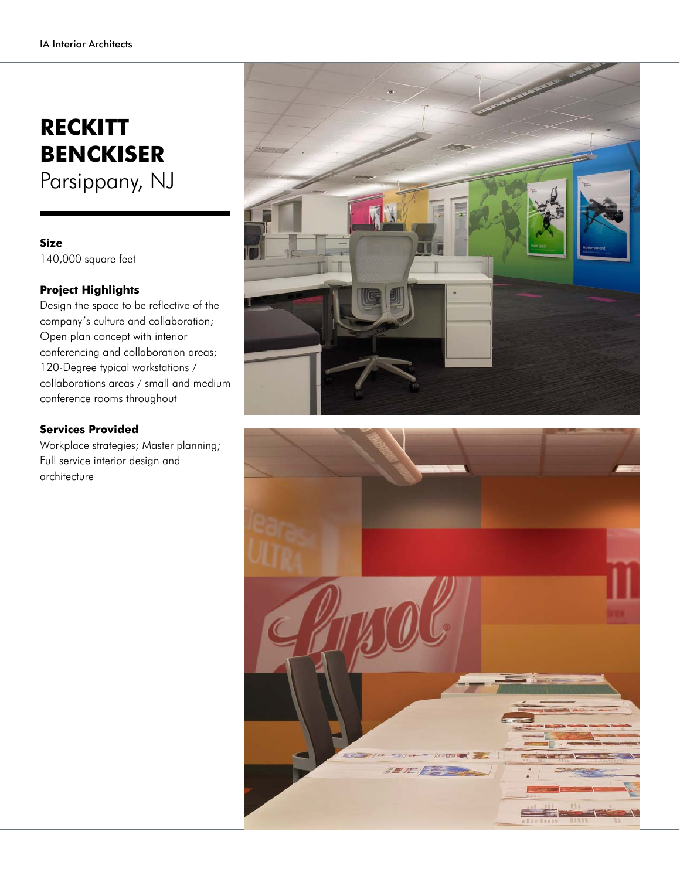# RECKITT BENCKISER

Parsippany, NJ

**Size**

140,000 square feet

**Project Highlights**

Design the space to be reflective of the company's culture and collaboration; Open plan concept with interior conferencing and collaboration areas; 120-Degree typical workstations / collaborations areas / small and medium conference rooms throughout

**Services Provided**

Workplace strategies; Master planning; Full service interior design and architecture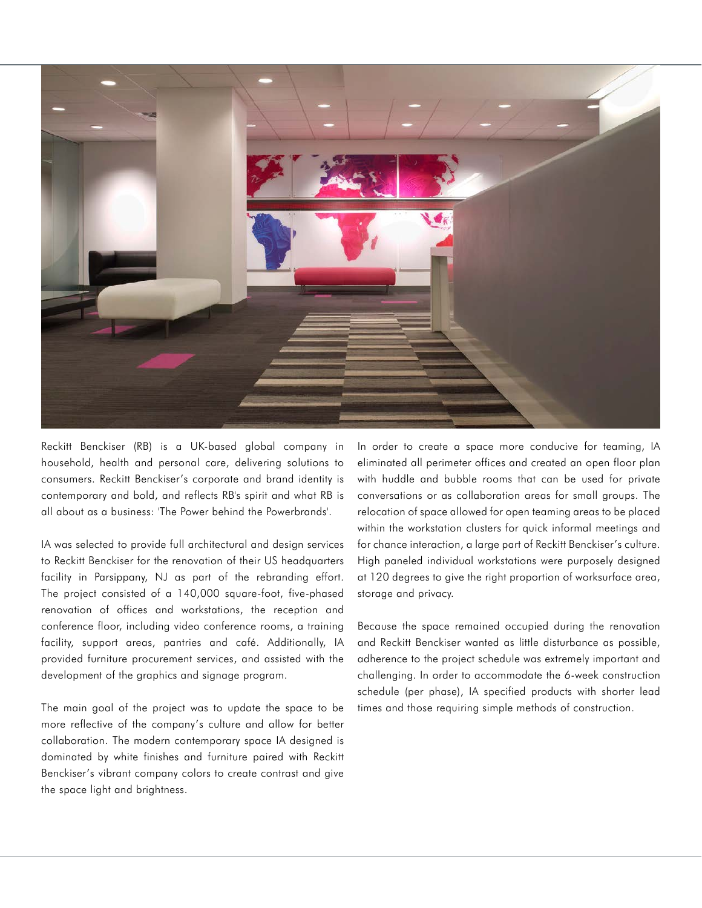Reckitt Benckiser (RB) is a UK-based global company in household, health and personal care, delivering solutions to consumers. Reckitt Benckiser's corporate and brand identity is contemporary and bold, and reflects RB's spirit and what RB is all about as a business: 'The Power behind the Powerbrands'.

IA was selected to provide full architectural and design services to Reckitt Benckiser for the renovation of their US headquarters facility in Parsippany, NJ as part of the rebranding effort. The project consisted of a 140,000 square-foot, five-phased renovation of offices and workstations, the reception and conference floor, including video conference rooms, a training facility, support areas, pantries and café. Additionally, IA provided furniture procurement services, and assisted with the development of the graphics and signage program.

The main goal of the project was to update the space to be more reflective of the company's culture and allow for better collaboration. The modern contemporary space IA designed is dominated by white finishes and furniture paired with Reckitt Benckiser's vibrant company colors to create contrast and give the space light and brightness.

In order to create a space more conducive for teaming, IA eliminated all perimeter offices and created an open floor plan with huddle and bubble rooms that can be used for private conversations or as collaboration areas for small groups. The relocation of space allowed for open teaming areas to be placed within the workstation clusters for quick informal meetings and for chance interaction, a large part of Reckitt Benckiser's culture. High paneled individual workstations were purposely designed at 120 degrees to give the right proportion of worksurface area, storage and privacy.

Because the space remained occupied during the renovation and Reckitt Benckiser wanted as little disturbance as possible, adherence to the project schedule was extremely important and challenging. In order to accommodate the 6-week construction schedule (per phase), IA specified products with shorter lead times and those requiring simple methods of construction.